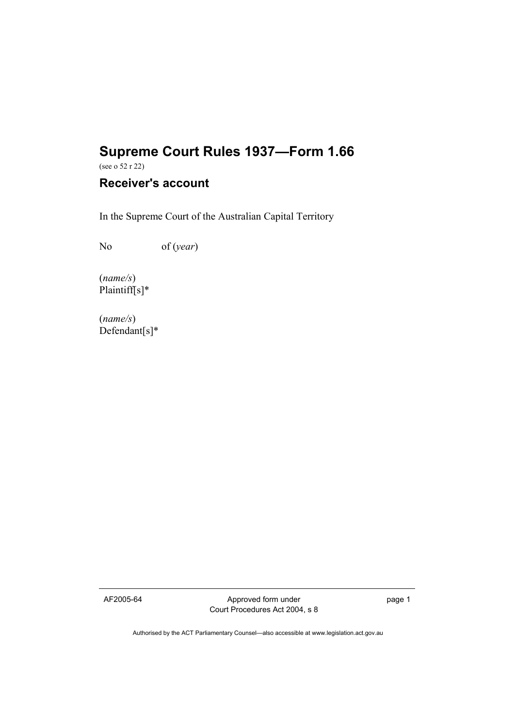# Supreme Court Rules 1937—Form 1.66

(see o 52 r 22)

## Receiver's account

In the Supreme Court of the Australian Capital Territory

No of (*year*)

(*name/s*)
Plaintiff[s]*

(*name/s*)
Defendant[s]*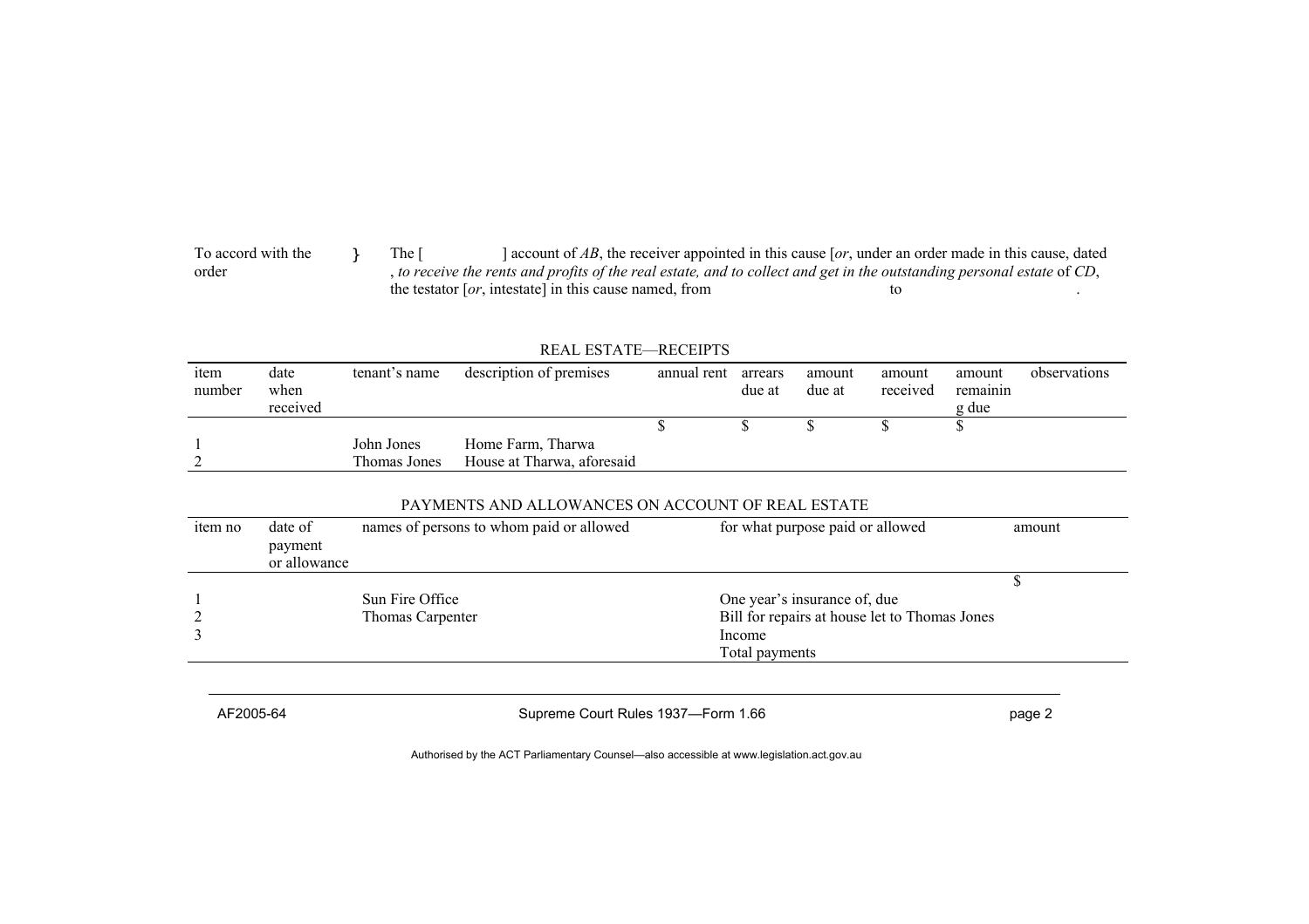To accord with the order } The [ ] account of *AB*, the receiver appointed in this cause [*or*, under an order made in this cause, dated , *to receive the rents and profits of the real estate, and to collect and get in the outstanding personal estate* of *CD*, the testator [*or*, intestate] in this cause named, from to .

REAL ESTATE—RECEIPTS

| item number | date when received | tenant's name | description of premises | annual rent | arrears due at | amount due at | amount received | amount remaining due | observations |
|---|---|---|---|---|---|---|---|---|---|
| | | | | $ | $ | $ | $ | $ | |
| 1 | | John Jones | Home Farm, Tharwa | | | | | | |
| 2 | | Thomas Jones | House at Tharwa, aforesaid | | | | | | |

PAYMENTS AND ALLOWANCES ON ACCOUNT OF REAL ESTATE

| item no | date of payment or allowance | names of persons to whom paid or allowed | for what purpose paid or allowed | amount |
|---|---|---|---|---|
| | | | | $ |
| 1 | | Sun Fire Office | One year's insurance of, due | |
| 2 | | Thomas Carpenter | Bill for repairs at house let to Thomas Jones | |
| 3 | | | Income | |
| | | | Total payments | |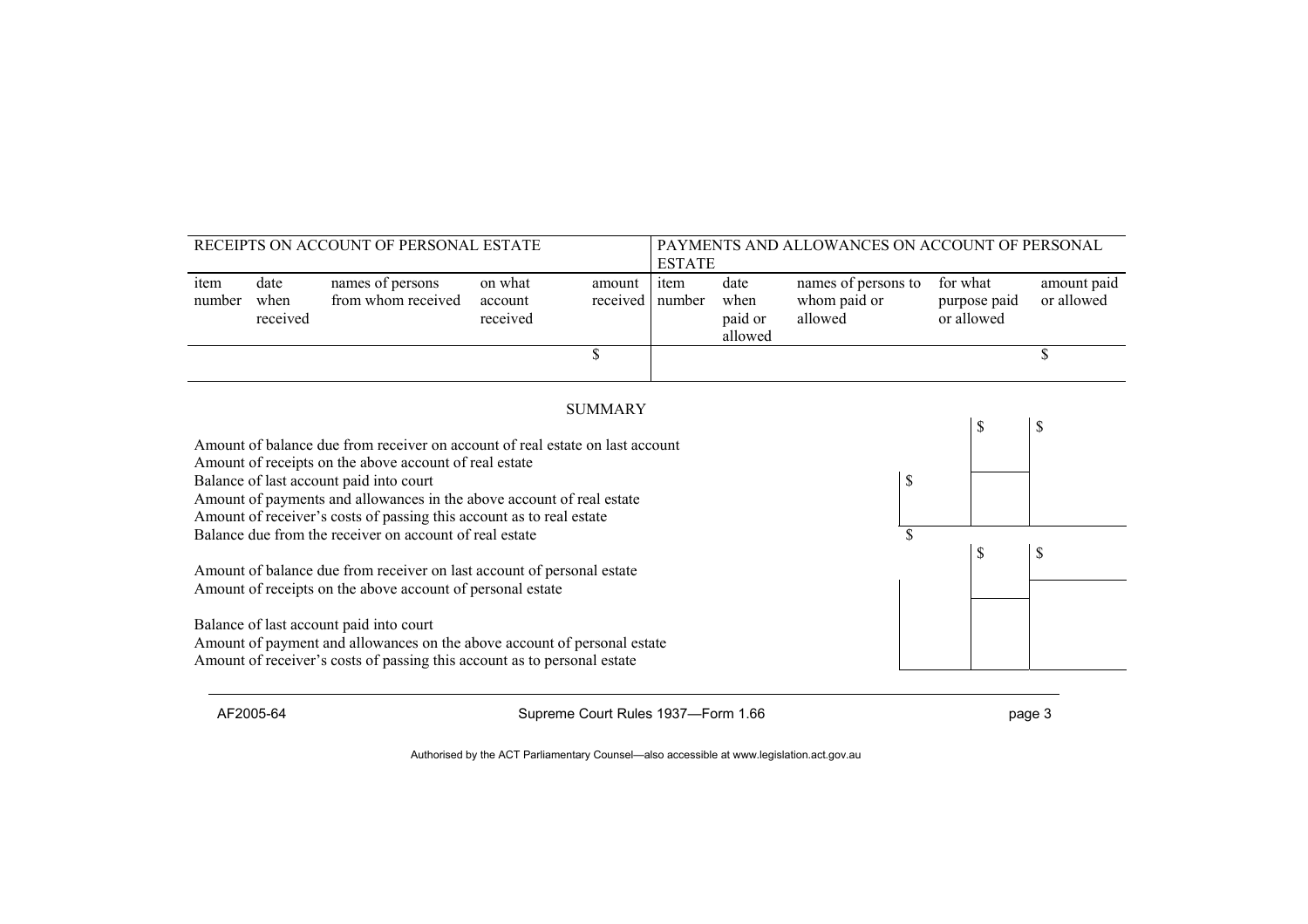| RECEIPTS ON ACCOUNT OF PERSONAL ESTATE | | | | | PAYMENTS AND ALLOWANCES ON ACCOUNT OF PERSONAL ESTATE | | | | |
|---|---|---|---|---|---|---|---|---|---|
| item number | date when received | names of persons from whom received | on what account received | amount received | item number | date when paid or allowed | names of persons to whom paid or allowed | for what purpose paid or allowed | amount paid or allowed |
| | | | | $ | | | | | $ |

SUMMARY

| | | $ | $ |
|---|---|---|---|
| Amount of balance due from receiver on account of real estate on last account | | | |
| Amount of receipts on the above account of real estate | | | |
| Balance of last account paid into court | $ | | |
| Amount of payments and allowances in the above account of real estate | | | |
| Amount of receiver's costs of passing this account as to real estate | | | |
| Balance due from the receiver on account of real estate | $ | | |
| | | $ | $ |
| Amount of balance due from receiver on last account of personal estate | | | |
| Amount of receipts on the above account of personal estate | | | |
| Balance of last account paid into court | | | |
| Amount of payment and allowances on the above account of personal estate | | | |
| Amount of receiver's costs of passing this account as to personal estate | | | |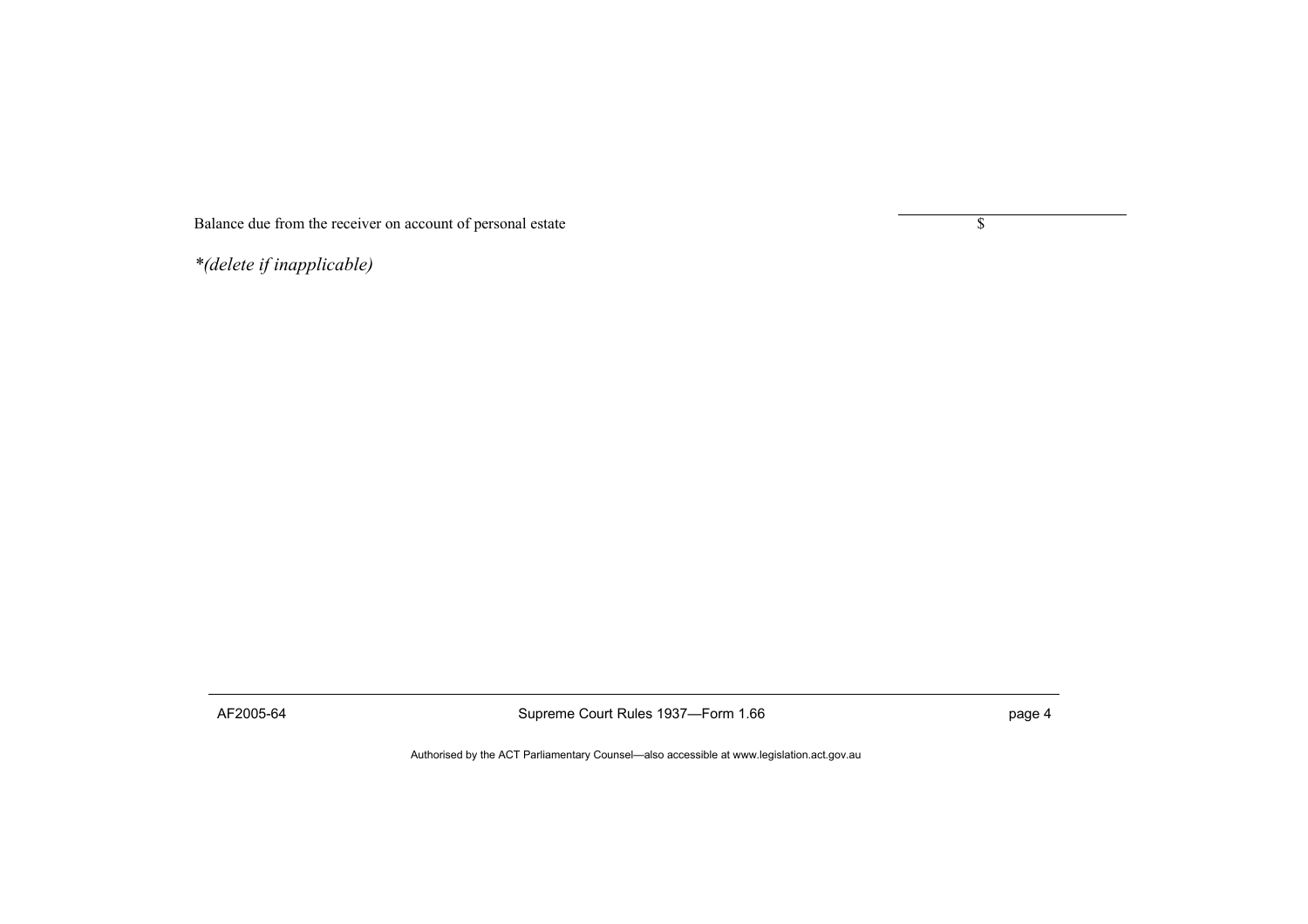| | |
|---|---|
| Balance due from the receiver on account of personal estate | $ |

*\*(delete if inapplicable)*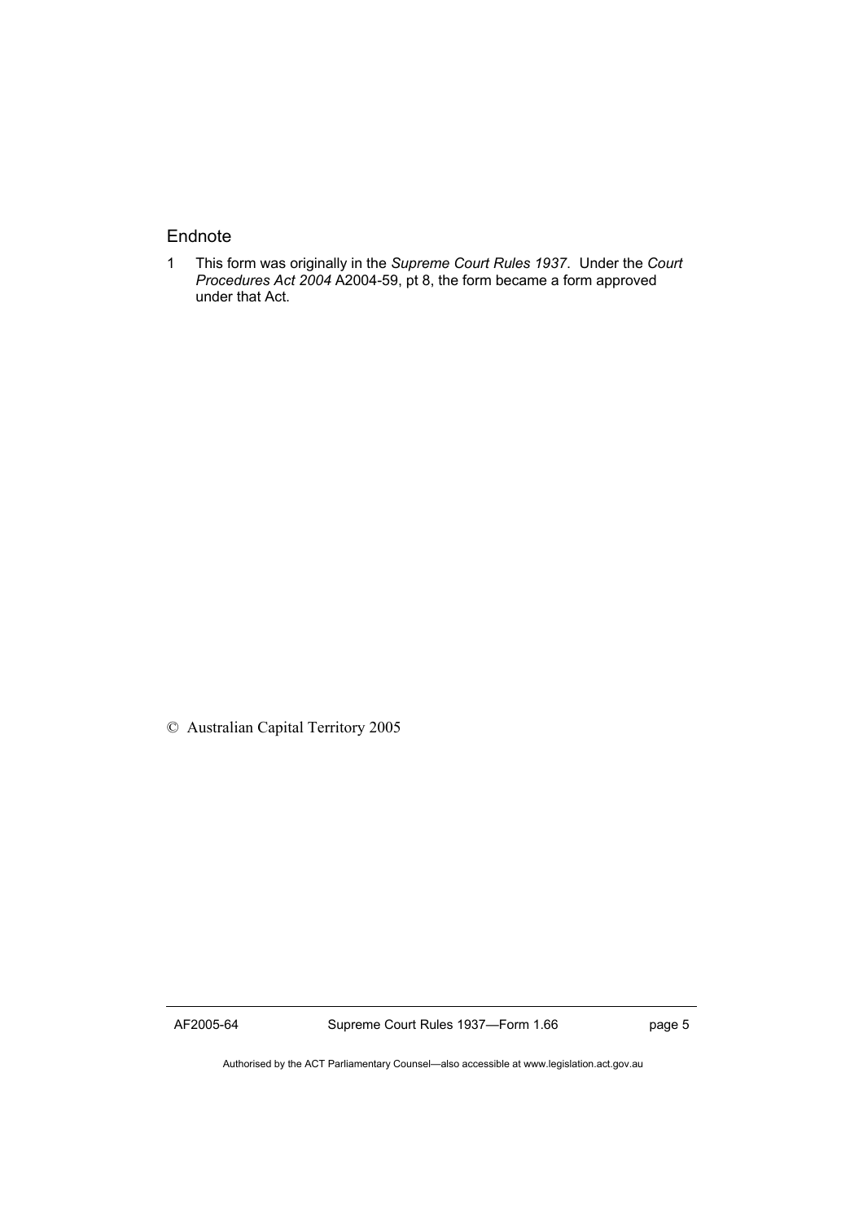## Endnote

1 This form was originally in the *Supreme Court Rules 1937*. Under the *Court Procedures Act 2004* A2004-59, pt 8, the form became a form approved under that Act.

© Australian Capital Territory 2005